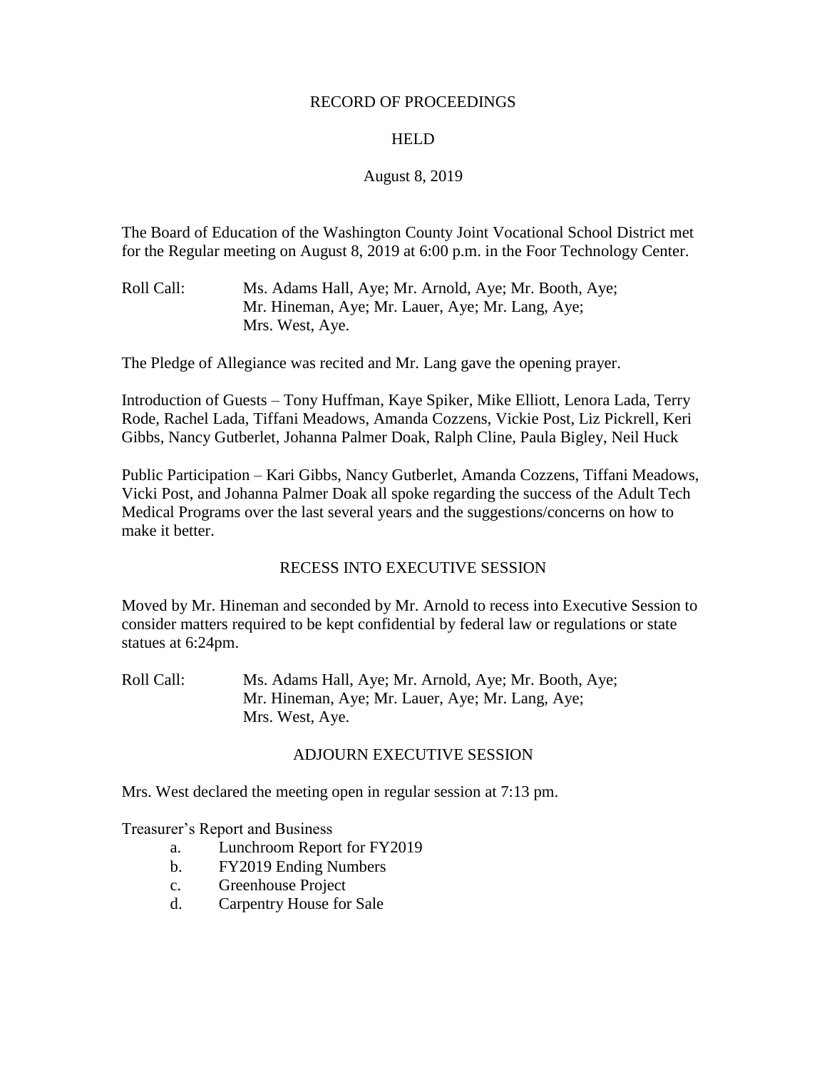RECORD OF PROCEEDINGS

HELD

August 8, 2019

The Board of Education of the Washington County Joint Vocational School District met for the Regular meeting on August 8, 2019 at 6:00 p.m. in the Foor Technology Center.

Roll Call: Ms. Adams Hall, Aye; Mr. Arnold, Aye; Mr. Booth, Aye; Mr. Hineman, Aye; Mr. Lauer, Aye; Mr. Lang, Aye; Mrs. West, Aye.

The Pledge of Allegiance was recited and Mr. Lang gave the opening prayer.

Introduction of Guests – Tony Huffman, Kaye Spiker, Mike Elliott, Lenora Lada, Terry Rode, Rachel Lada, Tiffani Meadows, Amanda Cozzens, Vickie Post, Liz Pickrell, Keri Gibbs, Nancy Gutberlet, Johanna Palmer Doak, Ralph Cline, Paula Bigley, Neil Huck

Public Participation – Kari Gibbs, Nancy Gutberlet, Amanda Cozzens, Tiffani Meadows, Vicki Post, and Johanna Palmer Doak all spoke regarding the success of the Adult Tech Medical Programs over the last several years and the suggestions/concerns on how to make it better.

## RECESS INTO EXECUTIVE SESSION

Moved by Mr. Hineman and seconded by Mr. Arnold to recess into Executive Session to consider matters required to be kept confidential by federal law or regulations or state statues at 6:24pm.

Roll Call: Ms. Adams Hall, Aye; Mr. Arnold, Aye; Mr. Booth, Aye; Mr. Hineman, Aye; Mr. Lauer, Aye; Mr. Lang, Aye; Mrs. West, Aye.

## ADJOURN EXECUTIVE SESSION

Mrs. West declared the meeting open in regular session at 7:13 pm.

Treasurer's Report and Business

a. Lunchroom Report for FY2019
b. FY2019 Ending Numbers
c. Greenhouse Project
d. Carpentry House for Sale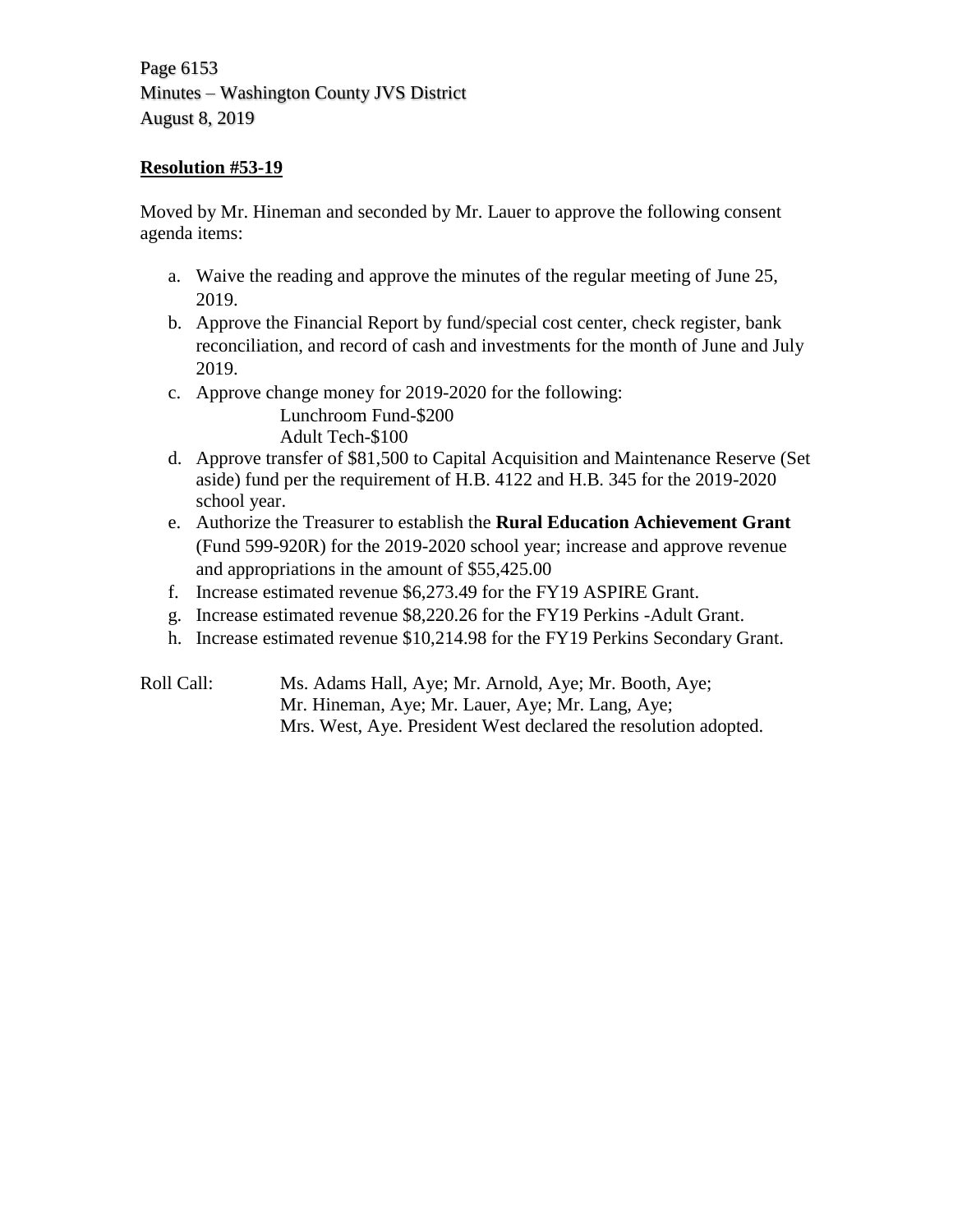**Resolution #53-19**

Moved by Mr. Hineman and seconded by Mr. Lauer to approve the following consent agenda items:

a. Waive the reading and approve the minutes of the regular meeting of June 25, 2019.
b. Approve the Financial Report by fund/special cost center, check register, bank reconciliation, and record of cash and investments for the month of June and July 2019.
c. Approve change money for 2019-2020 for the following:
   Lunchroom Fund-$200
   Adult Tech-$100
d. Approve transfer of $81,500 to Capital Acquisition and Maintenance Reserve (Set aside) fund per the requirement of H.B. 4122 and H.B. 345 for the 2019-2020 school year.
e. Authorize the Treasurer to establish the **Rural Education Achievement Grant** (Fund 599-920R) for the 2019-2020 school year; increase and approve revenue and appropriations in the amount of $55,425.00
f. Increase estimated revenue $6,273.49 for the FY19 ASPIRE Grant.
g. Increase estimated revenue $8,220.26 for the FY19 Perkins -Adult Grant.
h. Increase estimated revenue $10,214.98 for the FY19 Perkins Secondary Grant.

Roll Call: Ms. Adams Hall, Aye; Mr. Arnold, Aye; Mr. Booth, Aye; Mr. Hineman, Aye; Mr. Lauer, Aye; Mr. Lang, Aye; Mrs. West, Aye. President West declared the resolution adopted.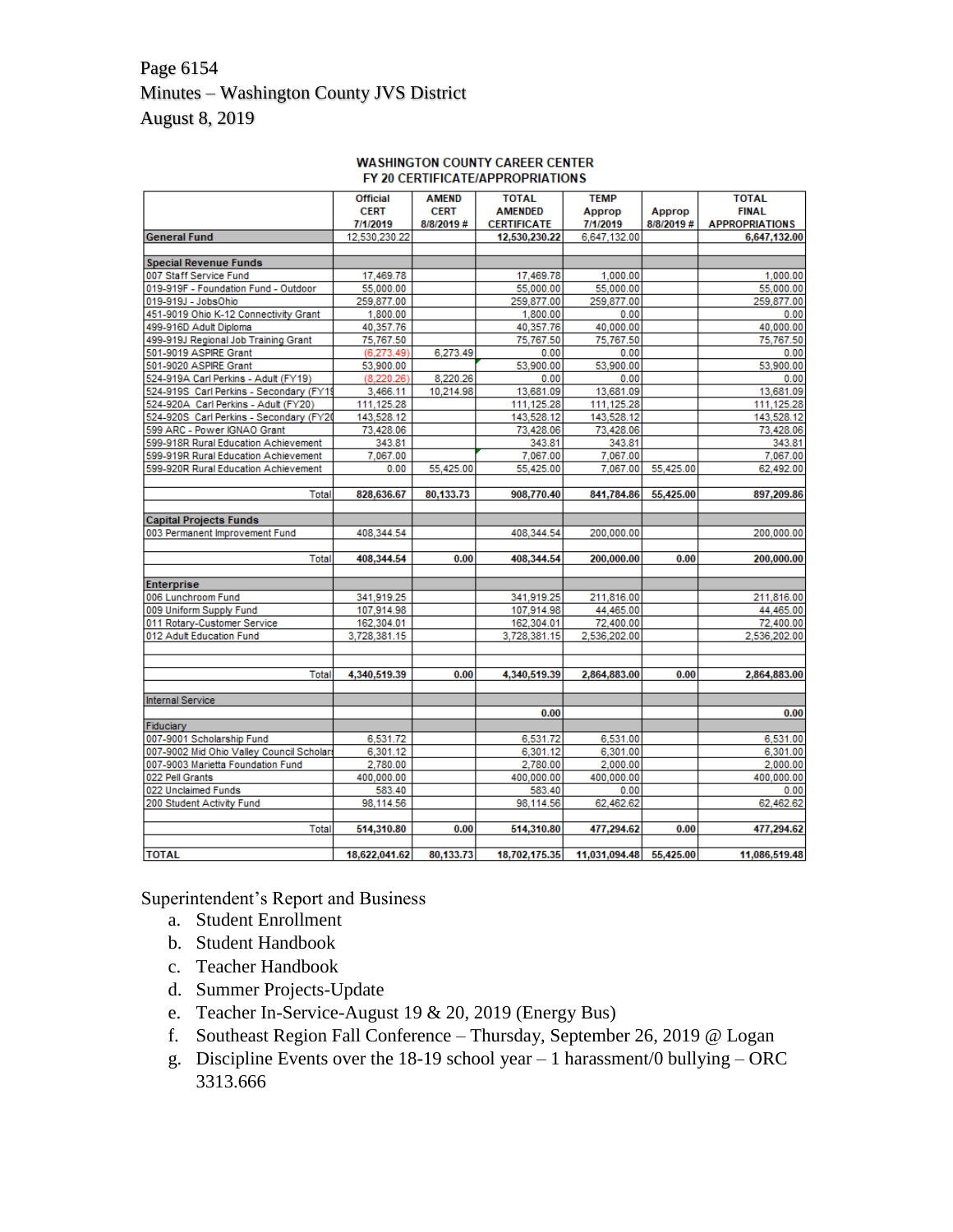Minutes – Washington County JVS District
August 8, 2019

**WASHINGTON COUNTY CAREER CENTER**
**FY 20 CERTIFICATE/APPROPRIATIONS**

| | Official CERT 7/1/2019 | AMEND CERT 8/8/2019 # | TOTAL AMENDED CERTIFICATE | TEMP Approp 7/1/2019 | Approp 8/8/2019 # | TOTAL FINAL APPROPRIATIONS |
|---|---|---|---|---|---|---|
| **General Fund** | 12,530,230.22 | | **12,530,230.22** | 6,647,132.00 | | **6,647,132.00** |
| | | | | | | |
| **Special Revenue Funds** | | | | | | |
| 007 Staff Service Fund | 17,469.78 | | 17,469.78 | 1,000.00 | | 1,000.00 |
| 019-919F - Foundation Fund - Outdoor | 55,000.00 | | 55,000.00 | 55,000.00 | | 55,000.00 |
| 019-919J - JobsOhio | 259,877.00 | | 259,877.00 | 259,877.00 | | 259,877.00 |
| 451-9019 Ohio K-12 Connectivity Grant | 1,800.00 | | 1,800.00 | 0.00 | | 0.00 |
| 499-916D Adult Diploma | 40,357.76 | | 40,357.76 | 40,000.00 | | 40,000.00 |
| 499-919J Regional Job Training Grant | 75,767.50 | | 75,767.50 | 75,767.50 | | 75,767.50 |
| 501-9019 ASPIRE Grant | (6,273.49) | 6,273.49 | 0.00 | 0.00 | | 0.00 |
| 501-9020 ASPIRE Grant | 53,900.00 | | 53,900.00 | 53,900.00 | | 53,900.00 |
| 524-919A Carl Perkins - Adult (FY19) | (8,220.26) | 8,220.26 | 0.00 | 0.00 | | 0.00 |
| 524-919S Carl Perkins - Secondary (FY19 | 3,466.11 | 10,214.98 | 13,681.09 | 13,681.09 | | 13,681.09 |
| 524-920A Carl Perkins - Adult (FY20) | 111,125.28 | | 111,125.28 | 111,125.28 | | 111,125.28 |
| 524-920S Carl Perkins - Secondary (FY20 | 143,528.12 | | 143,528.12 | 143,528.12 | | 143,528.12 |
| 599 ARC - Power IGNAO Grant | 73,428.06 | | 73,428.06 | 73,428.06 | | 73,428.06 |
| 599-918R Rural Education Achievement | 343.81 | | 343.81 | 343.81 | | 343.81 |
| 599-919R Rural Education Achievement | 7,067.00 | | 7,067.00 | 7,067.00 | | 7,067.00 |
| 599-920R Rural Education Achievement | 0.00 | 55,425.00 | 55,425.00 | 7,067.00 | 55,425.00 | 62,492.00 |
| | | | | | | |
| Total | **828,636.67** | **80,133.73** | **908,770.40** | **841,784.86** | **55,425.00** | **897,209.86** |
| | | | | | | |
| **Capital Projects Funds** | | | | | | |
| 003 Permanent Improvement Fund | 408,344.54 | | 408,344.54 | 200,000.00 | | 200,000.00 |
| | | | | | | |
| Total | **408,344.54** | **0.00** | **408,344.54** | **200,000.00** | **0.00** | **200,000.00** |
| | | | | | | |
| **Enterprise** | | | | | | |
| 006 Lunchroom Fund | 341,919.25 | | 341,919.25 | 211,816.00 | | 211,816.00 |
| 009 Uniform Supply Fund | 107,914.98 | | 107,914.98 | 44,465.00 | | 44,465.00 |
| 011 Rotary-Customer Service | 162,304.01 | | 162,304.01 | 72,400.00 | | 72,400.00 |
| 012 Adult Education Fund | 3,728,381.15 | | 3,728,381.15 | 2,536,202.00 | | 2,536,202.00 |
| | | | | | | |
| Total | **4,340,519.39** | **0.00** | **4,340,519.39** | **2,864,883.00** | **0.00** | **2,864,883.00** |
| | | | | | | |
| Internal Service | | | | | | |
| | | | **0.00** | | | **0.00** |
| Fiduciary | | | | | | |
| 007-9001 Scholarship Fund | 6,531.72 | | 6,531.72 | 6,531.00 | | 6,531.00 |
| 007-9002 Mid Ohio Valley Council Scholars | 6,301.12 | | 6,301.12 | 6,301.00 | | 6,301.00 |
| 007-9003 Marietta Foundation Fund | 2,780.00 | | 2,780.00 | 2,000.00 | | 2,000.00 |
| 022 Pell Grants | 400,000.00 | | 400,000.00 | 400,000.00 | | 400,000.00 |
| 022 Unclaimed Funds | 583.40 | | 583.40 | 0.00 | | 0.00 |
| 200 Student Activity Fund | 98,114.56 | | 98,114.56 | 62,462.62 | | 62,462.62 |
| | | | | | | |
| Total | **514,310.80** | **0.00** | **514,310.80** | **477,294.62** | **0.00** | **477,294.62** |
| | | | | | | |
| **TOTAL** | **18,622,041.62** | **80,133.73** | **18,702,175.35** | **11,031,094.48** | **55,425.00** | **11,086,519.48** |

Superintendent's Report and Business

a. Student Enrollment
b. Student Handbook
c. Teacher Handbook
d. Summer Projects-Update
e. Teacher In-Service-August 19 & 20, 2019 (Energy Bus)
f. Southeast Region Fall Conference – Thursday, September 26, 2019 @ Logan
g. Discipline Events over the 18-19 school year – 1 harassment/0 bullying – ORC 3313.666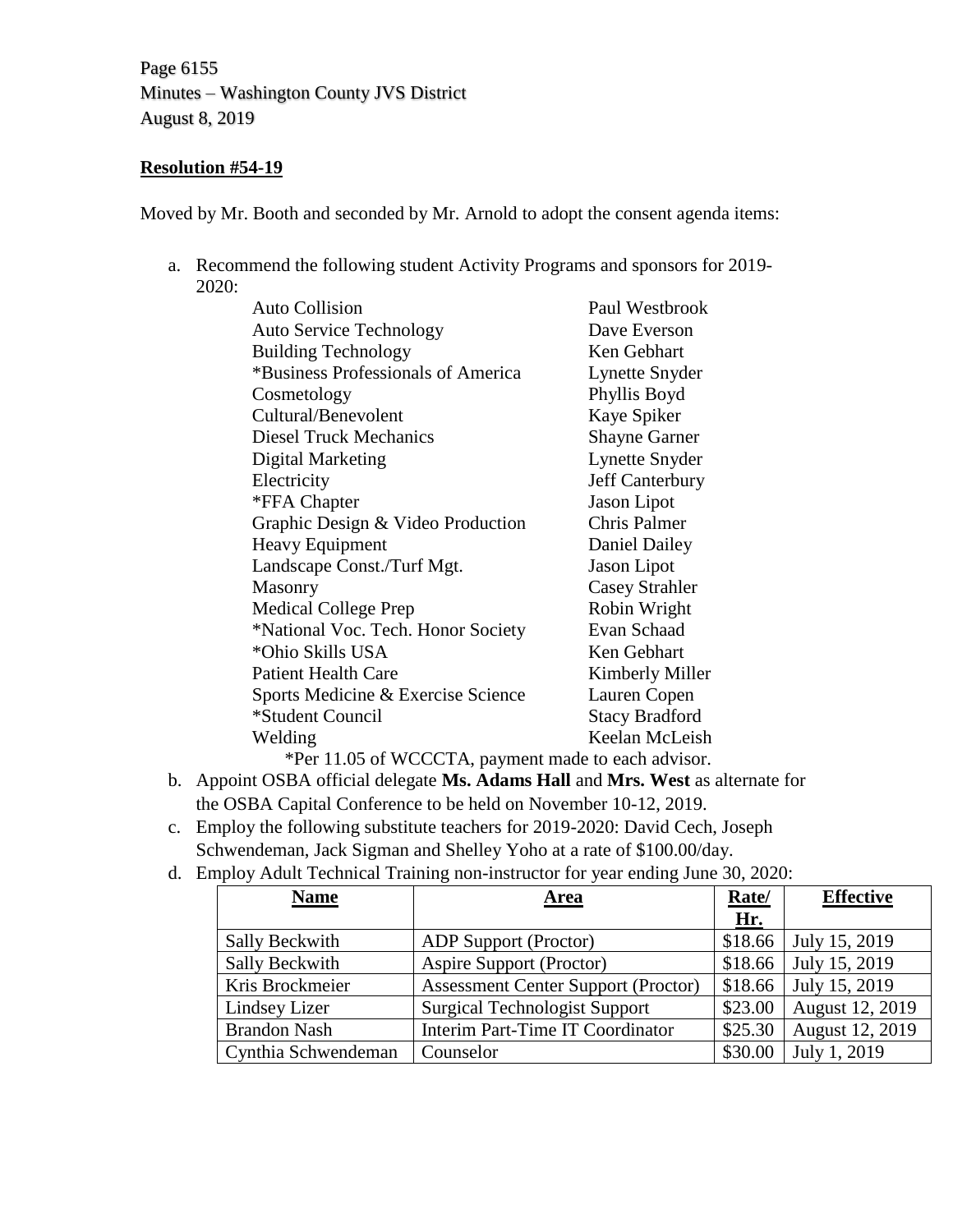Page 6155
Minutes – Washington County JVS District
August 8, 2019

**Resolution #54-19**

Moved by Mr. Booth and seconded by Mr. Arnold to adopt the consent agenda items:

a. Recommend the following student Activity Programs and sponsors for 2019-2020:

| | |
|---|---|
| Auto Collision | Paul Westbrook |
| Auto Service Technology | Dave Everson |
| Building Technology | Ken Gebhart |
| *Business Professionals of America | Lynette Snyder |
| Cosmetology | Phyllis Boyd |
| Cultural/Benevolent | Kaye Spiker |
| Diesel Truck Mechanics | Shayne Garner |
| Digital Marketing | Lynette Snyder |
| Electricity | Jeff Canterbury |
| *FFA Chapter | Jason Lipot |
| Graphic Design & Video Production | Chris Palmer |
| Heavy Equipment | Daniel Dailey |
| Landscape Const./Turf Mgt. | Jason Lipot |
| Masonry | Casey Strahler |
| Medical College Prep | Robin Wright |
| *National Voc. Tech. Honor Society | Evan Schaad |
| *Ohio Skills USA | Ken Gebhart |
| Patient Health Care | Kimberly Miller |
| Sports Medicine & Exercise Science | Lauren Copen |
| *Student Council | Stacy Bradford |
| Welding | Keelan McLeish |

*Per 11.05 of WCCCTA, payment made to each advisor.

b. Appoint OSBA official delegate **Ms. Adams Hall** and **Mrs. West** as alternate for the OSBA Capital Conference to be held on November 10-12, 2019.

c. Employ the following substitute teachers for 2019-2020: David Cech, Joseph Schwendeman, Jack Sigman and Shelley Yoho at a rate of $100.00/day.

d. Employ Adult Technical Training non-instructor for year ending June 30, 2020:

| **Name** | **Area** | **Rate/ Hr.** | **Effective** |
|---|---|---|---|
| Sally Beckwith | ADP Support (Proctor) | $18.66 | July 15, 2019 |
| Sally Beckwith | Aspire Support (Proctor) | $18.66 | July 15, 2019 |
| Kris Brockmeier | Assessment Center Support (Proctor) | $18.66 | July 15, 2019 |
| Lindsey Lizer | Surgical Technologist Support | $23.00 | August 12, 2019 |
| Brandon Nash | Interim Part-Time IT Coordinator | $25.30 | August 12, 2019 |
| Cynthia Schwendeman | Counselor | $30.00 | July 1, 2019 |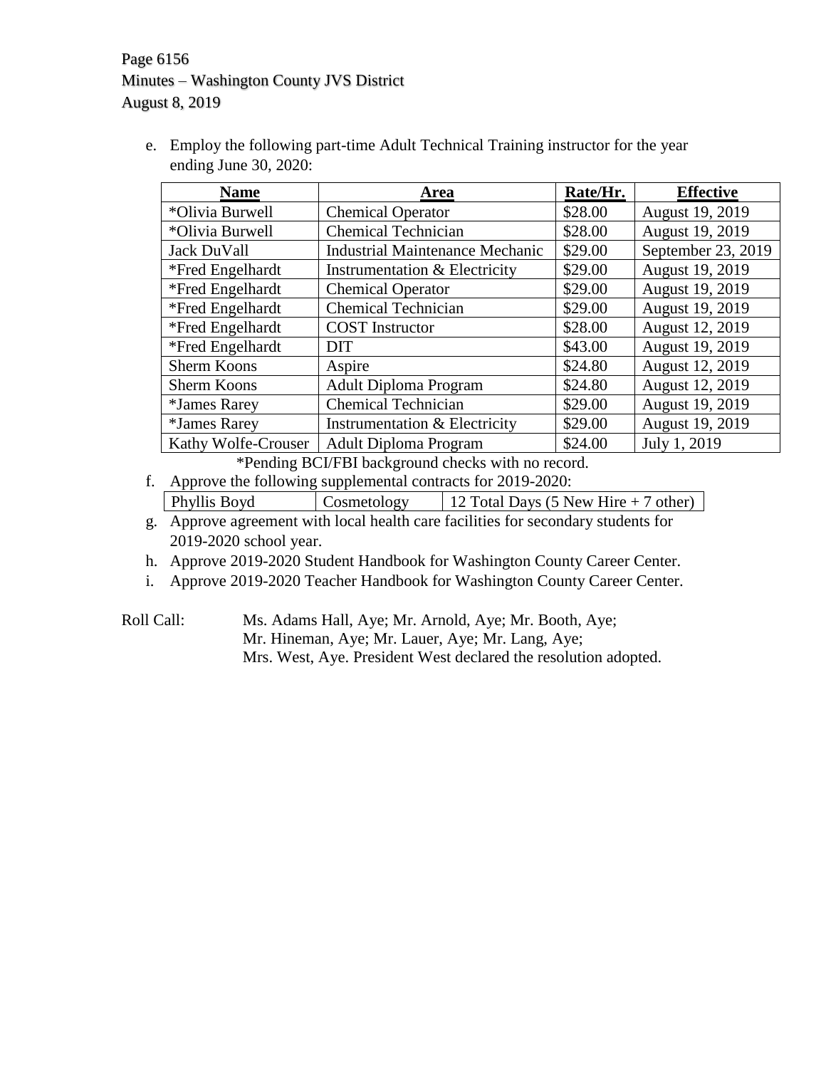e. Employ the following part-time Adult Technical Training instructor for the year ending June 30, 2020:

| Name | Area | Rate/Hr. | Effective |
|---|---|---|---|
| *Olivia Burwell | Chemical Operator | $28.00 | August 19, 2019 |
| *Olivia Burwell | Chemical Technician | $28.00 | August 19, 2019 |
| Jack DuVall | Industrial Maintenance Mechanic | $29.00 | September 23, 2019 |
| *Fred Engelhardt | Instrumentation & Electricity | $29.00 | August 19, 2019 |
| *Fred Engelhardt | Chemical Operator | $29.00 | August 19, 2019 |
| *Fred Engelhardt | Chemical Technician | $29.00 | August 19, 2019 |
| *Fred Engelhardt | COST Instructor | $28.00 | August 12, 2019 |
| *Fred Engelhardt | DIT | $43.00 | August 19, 2019 |
| Sherm Koons | Aspire | $24.80 | August 12, 2019 |
| Sherm Koons | Adult Diploma Program | $24.80 | August 12, 2019 |
| *James Rarey | Chemical Technician | $29.00 | August 19, 2019 |
| *James Rarey | Instrumentation & Electricity | $29.00 | August 19, 2019 |
| Kathy Wolfe-Crouser | Adult Diploma Program | $24.00 | July 1, 2019 |

*Pending BCI/FBI background checks with no record.

f. Approve the following supplemental contracts for 2019-2020:

| Phyllis Boyd | Cosmetology | 12 Total Days (5 New Hire + 7 other) |
|---|---|---|

g. Approve agreement with local health care facilities for secondary students for 2019-2020 school year.

h. Approve 2019-2020 Student Handbook for Washington County Career Center.

i. Approve 2019-2020 Teacher Handbook for Washington County Career Center.

Roll Call: Ms. Adams Hall, Aye; Mr. Arnold, Aye; Mr. Booth, Aye; Mr. Hineman, Aye; Mr. Lauer, Aye; Mr. Lang, Aye; Mrs. West, Aye. President West declared the resolution adopted.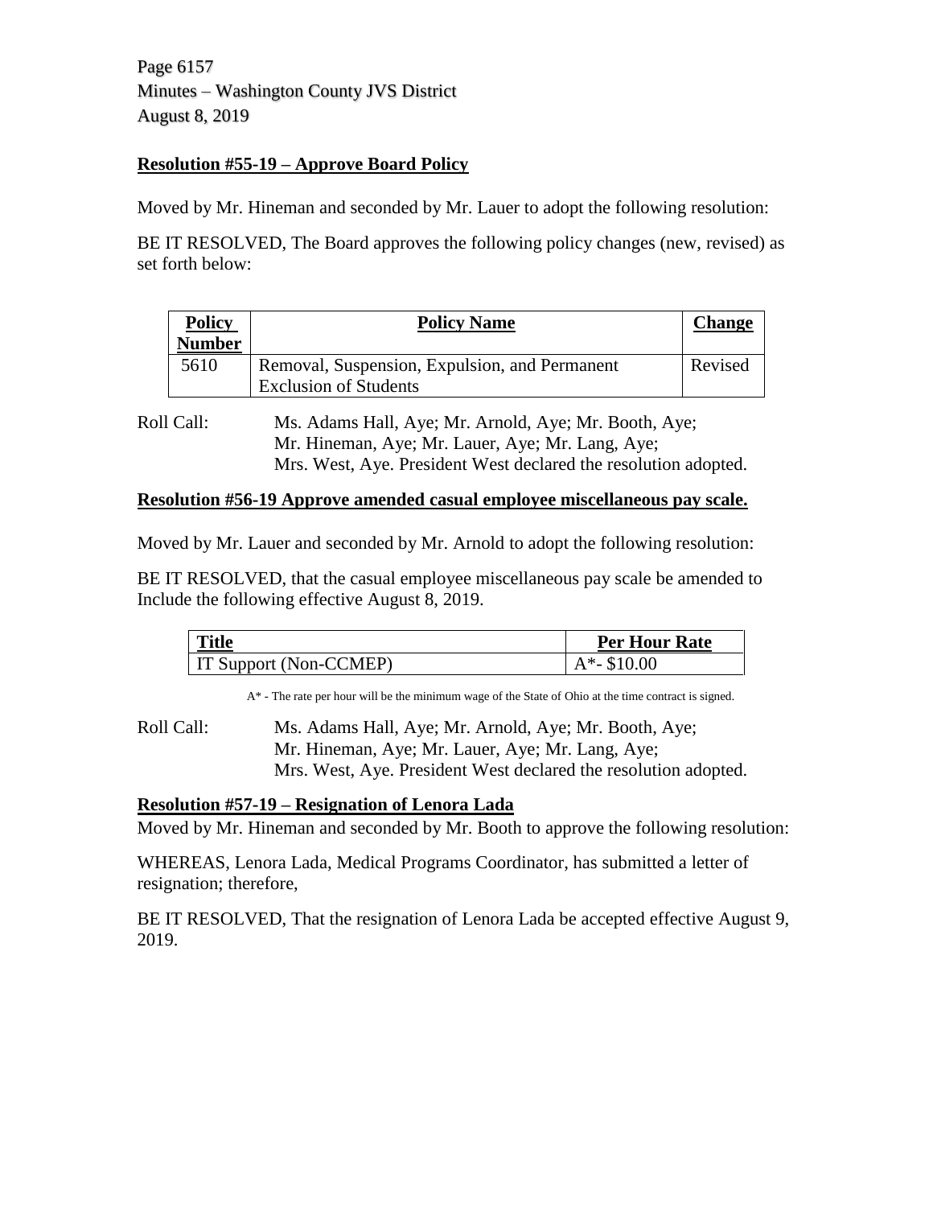**Resolution #55-19 – Approve Board Policy**

Moved by Mr. Hineman and seconded by Mr. Lauer to adopt the following resolution:

BE IT RESOLVED, The Board approves the following policy changes (new, revised) as set forth below:

| Policy Number | Policy Name | Change |
|---|---|---|
| 5610 | Removal, Suspension, Expulsion, and Permanent Exclusion of Students | Revised |

Roll Call: Ms. Adams Hall, Aye; Mr. Arnold, Aye; Mr. Booth, Aye; Mr. Hineman, Aye; Mr. Lauer, Aye; Mr. Lang, Aye; Mrs. West, Aye. President West declared the resolution adopted.

**Resolution #56-19 Approve amended casual employee miscellaneous pay scale.**

Moved by Mr. Lauer and seconded by Mr. Arnold to adopt the following resolution:

BE IT RESOLVED, that the casual employee miscellaneous pay scale be amended to Include the following effective August 8, 2019.

| Title | Per Hour Rate |
|---|---|
| IT Support (Non-CCMEP) | A*- $10.00 |

A* - The rate per hour will be the minimum wage of the State of Ohio at the time contract is signed.

Roll Call: Ms. Adams Hall, Aye; Mr. Arnold, Aye; Mr. Booth, Aye; Mr. Hineman, Aye; Mr. Lauer, Aye; Mr. Lang, Aye; Mrs. West, Aye. President West declared the resolution adopted.

**Resolution #57-19 – Resignation of Lenora Lada**

Moved by Mr. Hineman and seconded by Mr. Booth to approve the following resolution:

WHEREAS, Lenora Lada, Medical Programs Coordinator, has submitted a letter of resignation; therefore,

BE IT RESOLVED, That the resignation of Lenora Lada be accepted effective August 9, 2019.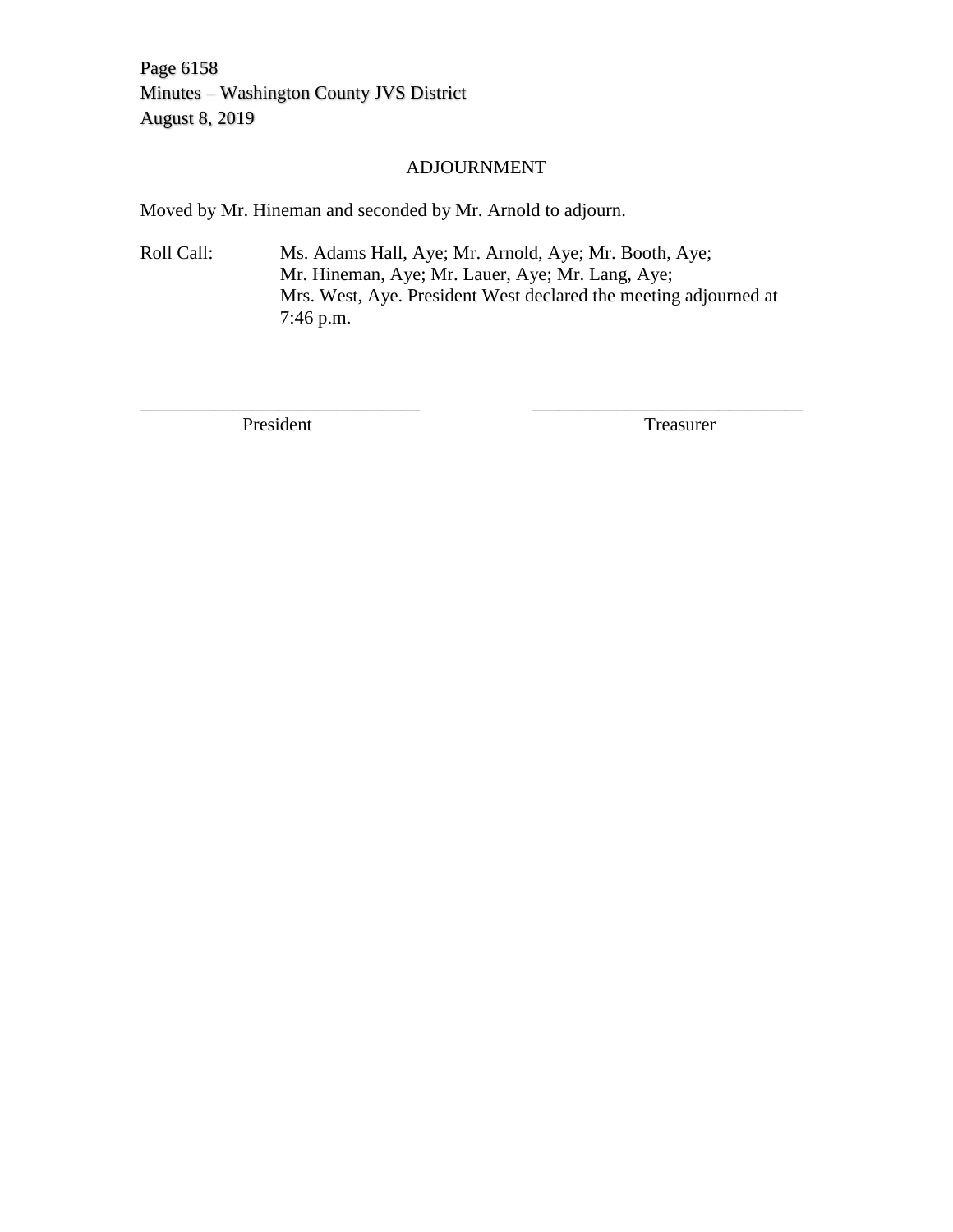## ADJOURNMENT

Moved by Mr. Hineman and seconded by Mr. Arnold to adjourn.

Roll Call: Ms. Adams Hall, Aye; Mr. Arnold, Aye; Mr. Booth, Aye; Mr. Hineman, Aye; Mr. Lauer, Aye; Mr. Lang, Aye; Mrs. West, Aye. President West declared the meeting adjourned at 7:46 p.m.

\_\_\_\_\_\_\_\_\_\_\_\_\_\_\_\_\_\_\_\_\_\_\_\_\_\_\_\_\_\_ President

\_\_\_\_\_\_\_\_\_\_\_\_\_\_\_\_\_\_\_\_\_\_\_\_\_\_\_\_\_\_ Treasurer